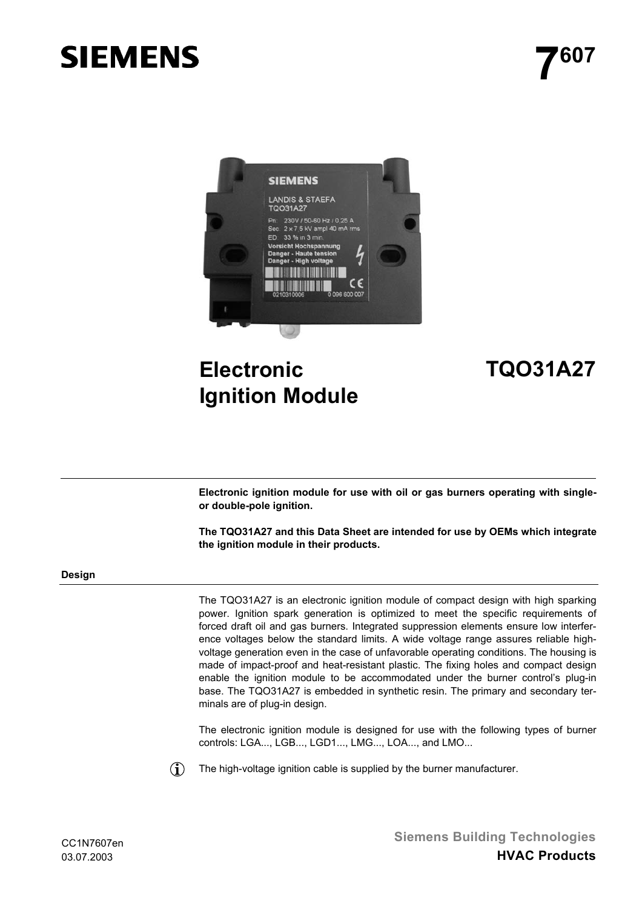# SIEMENS

# 7607

# Electronic Ignition Module

# TQO31A27

**Electronic ignition module for use with oil or gas burners operating with single- or double-pole ignition.**

**The TQO31A27 and this Data Sheet are intended for use by OEMs which integrate the ignition module in their products.**

## Design

The TQO31A27 is an electronic ignition module of compact design with high sparking power. Ignition spark generation is optimized to meet the specific requirements of forced draft oil and gas burners. Integrated suppression elements ensure low interference voltages below the standard limits. A wide voltage range assures reliable high-voltage generation even in the case of unfavorable operating conditions. The housing is made of impact-proof and heat-resistant plastic. The fixing holes and compact design enable the ignition module to be accommodated under the burner control's plug-in base. The TQO31A27 is embedded in synthetic resin. The primary and secondary terminals are of plug-in design.

The electronic ignition module is designed for use with the following types of burner controls: LGA..., LGB..., LGD1..., LMG..., LOA..., and LMO...

The high-voltage ignition cable is supplied by the burner manufacturer.

CC1N7607en
03.07.2003

Siemens Building Technologies
**HVAC Products**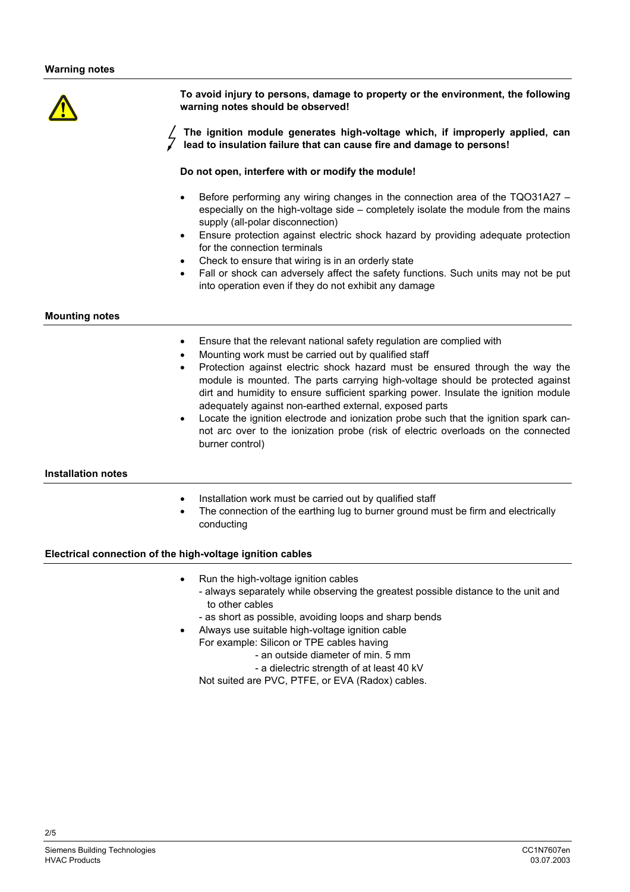## Warning notes

**To avoid injury to persons, damage to property or the environment, the following warning notes should be observed!**

**The ignition module generates high-voltage which, if improperly applied, can lead to insulation failure that can cause fire and damage to persons!**

**Do not open, interfere with or modify the module!**

- Before performing any wiring changes in the connection area of the TQO31A27 – especially on the high-voltage side – completely isolate the module from the mains supply (all-polar disconnection)
- Ensure protection against electric shock hazard by providing adequate protection for the connection terminals
- Check to ensure that wiring is in an orderly state
- Fall or shock can adversely affect the safety functions. Such units may not be put into operation even if they do not exhibit any damage

## Mounting notes

- Ensure that the relevant national safety regulation are complied with
- Mounting work must be carried out by qualified staff
- Protection against electric shock hazard must be ensured through the way the module is mounted. The parts carrying high-voltage should be protected against dirt and humidity to ensure sufficient sparking power. Insulate the ignition module adequately against non-earthed external, exposed parts
- Locate the ignition electrode and ionization probe such that the ignition spark cannot arc over to the ionization probe (risk of electric overloads on the connected burner control)

## Installation notes

- Installation work must be carried out by qualified staff
- The connection of the earthing lug to burner ground must be firm and electrically conducting

## Electrical connection of the high-voltage ignition cables

- Run the high-voltage ignition cables
  - always separately while observing the greatest possible distance to the unit and to other cables
  - as short as possible, avoiding loops and sharp bends
- Always use suitable high-voltage ignition cable
  For example: Silicon or TPE cables having
  - an outside diameter of min. 5 mm
  - a dielectric strength of at least 40 kV

  Not suited are PVC, PTFE, or EVA (Radox) cables.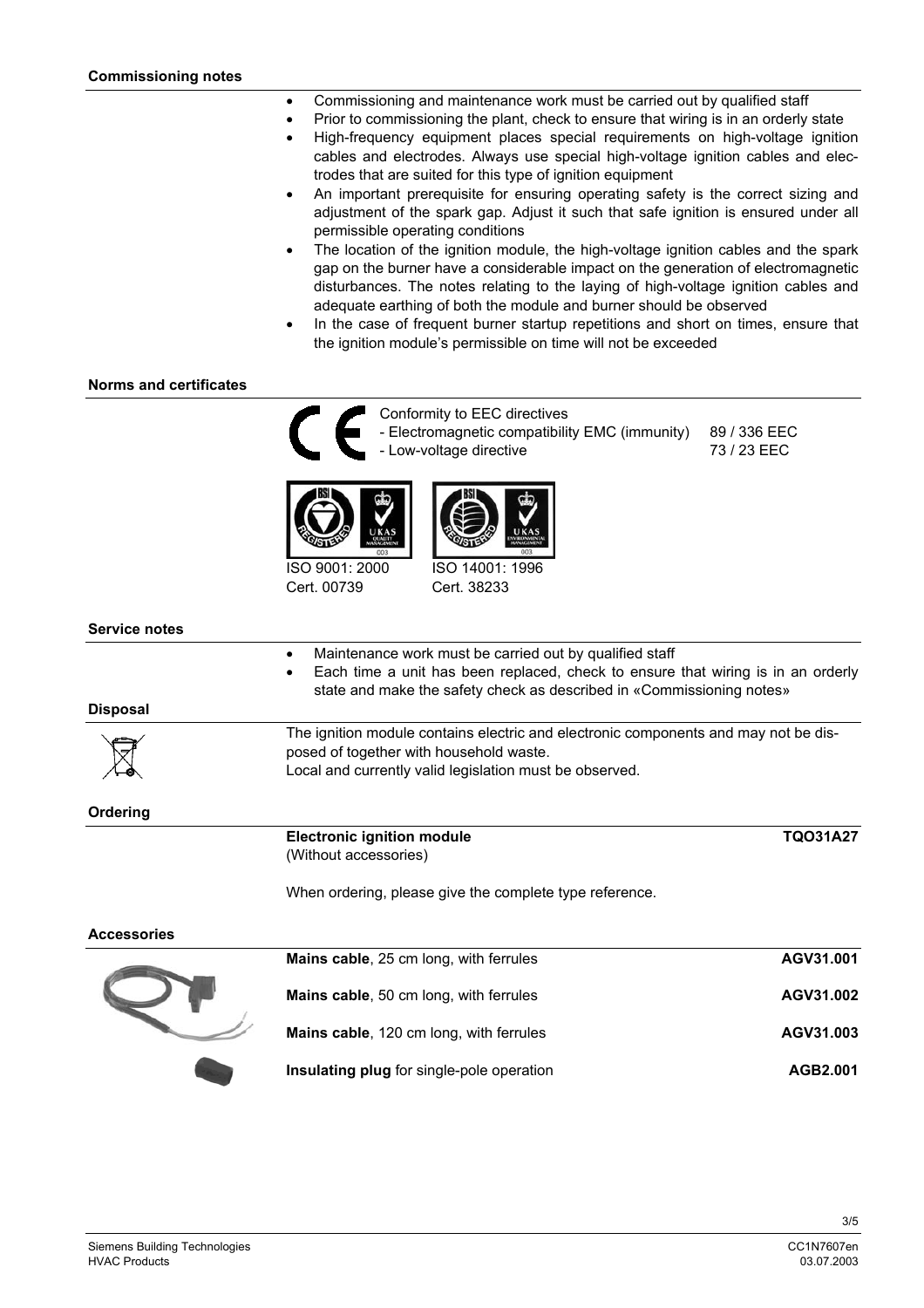## Commissioning notes

- Commissioning and maintenance work must be carried out by qualified staff
- Prior to commissioning the plant, check to ensure that wiring is in an orderly state
- High-frequency equipment places special requirements on high-voltage ignition cables and electrodes. Always use special high-voltage ignition cables and electrodes that are suited for this type of ignition equipment
- An important prerequisite for ensuring operating safety is the correct sizing and adjustment of the spark gap. Adjust it such that safe ignition is ensured under all permissible operating conditions
- The location of the ignition module, the high-voltage ignition cables and the spark gap on the burner have a considerable impact on the generation of electromagnetic disturbances. The notes relating to the laying of high-voltage ignition cables and adequate earthing of both the module and burner should be observed
- In the case of frequent burner startup repetitions and short on times, ensure that the ignition module's permissible on time will not be exceeded

## Norms and certificates

Conformity to EEC directives

| | |
|---|---|
| - Electromagnetic compatibility EMC (immunity) | 89 / 336 EEC |
| - Low-voltage directive | 73 / 23 EEC |

ISO 9001: 2000
Cert. 00739

ISO 14001: 1996
Cert. 38233

## Service notes

- Maintenance work must be carried out by qualified staff
- Each time a unit has been replaced, check to ensure that wiring is in an orderly state and make the safety check as described in «Commissioning notes»

## Disposal

The ignition module contains electric and electronic components and may not be disposed of together with household waste.
Local and currently valid legislation must be observed.

## Ordering

| | |
|---|---|
| **Electronic ignition module** (Without accessories) | **TQO31A27** |

When ordering, please give the complete type reference.

## Accessories

| | |
|---|---|
| **Mains cable**, 25 cm long, with ferrules | **AGV31.001** |
| **Mains cable**, 50 cm long, with ferrules | **AGV31.002** |
| **Mains cable**, 120 cm long, with ferrules | **AGV31.003** |
| **Insulating plug** for single-pole operation | **AGB2.001** |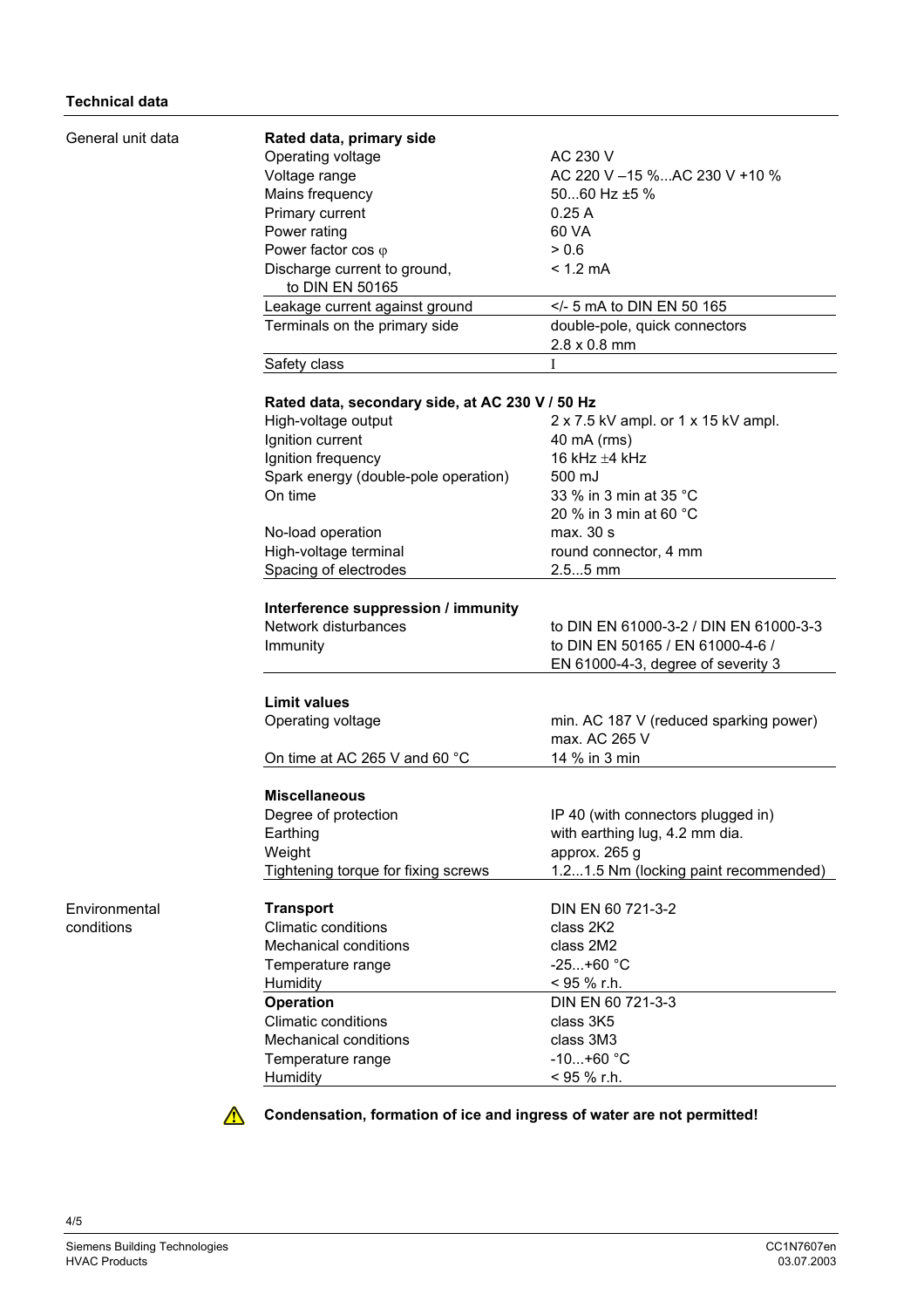## Technical data

### General unit data

| | |
|---|---|
| **Rated data, primary side** | |
| Operating voltage | AC 230 V |
| Voltage range | AC 220 V –15 %...AC 230 V +10 % |
| Mains frequency | 50...60 Hz ±5 % |
| Primary current | 0.25 A |
| Power rating | 60 VA |
| Power factor cos φ | > 0.6 |
| Discharge current to ground, to DIN EN 50165 | < 1.2 mA |
| Leakage current against ground | </- 5 mA to DIN EN 50 165 |
| Terminals on the primary side | double-pole, quick connectors 2.8 x 0.8 mm |
| Safety class | I |

| | |
|---|---|
| **Rated data, secondary side, at AC 230 V / 50 Hz** | |
| High-voltage output | 2 x 7.5 kV ampl. or 1 x 15 kV ampl. |
| Ignition current | 40 mA (rms) |
| Ignition frequency | 16 kHz ±4 kHz |
| Spark energy (double-pole operation) | 500 mJ |
| On time | 33 % in 3 min at 35 °C<br>20 % in 3 min at 60 °C |
| No-load operation | max. 30 s |
| High-voltage terminal | round connector, 4 mm |
| Spacing of electrodes | 2.5...5 mm |

| | |
|---|---|
| **Interference suppression / immunity** | |
| Network disturbances | to DIN EN 61000-3-2 / DIN EN 61000-3-3 |
| Immunity | to DIN EN 50165 / EN 61000-4-6 / EN 61000-4-3, degree of severity 3 |

| | |
|---|---|
| **Limit values** | |
| Operating voltage | min. AC 187 V (reduced sparking power)<br>max. AC 265 V |
| On time at AC 265 V and 60 °C | 14 % in 3 min |

| | |
|---|---|
| **Miscellaneous** | |
| Degree of protection | IP 40 (with connectors plugged in) |
| Earthing | with earthing lug, 4.2 mm dia. |
| Weight | approx. 265 g |
| Tightening torque for fixing screws | 1.2...1.5 Nm (locking paint recommended) |

### Environmental conditions

| | |
|---|---|
| **Transport** | DIN EN 60 721-3-2 |
| Climatic conditions | class 2K2 |
| Mechanical conditions | class 2M2 |
| Temperature range | -25...+60 °C |
| Humidity | < 95 % r.h. |
| **Operation** | DIN EN 60 721-3-3 |
| Climatic conditions | class 3K5 |
| Mechanical conditions | class 3M3 |
| Temperature range | -10...+60 °C |
| Humidity | < 95 % r.h. |

⚠ **Condensation, formation of ice and ingress of water are not permitted!**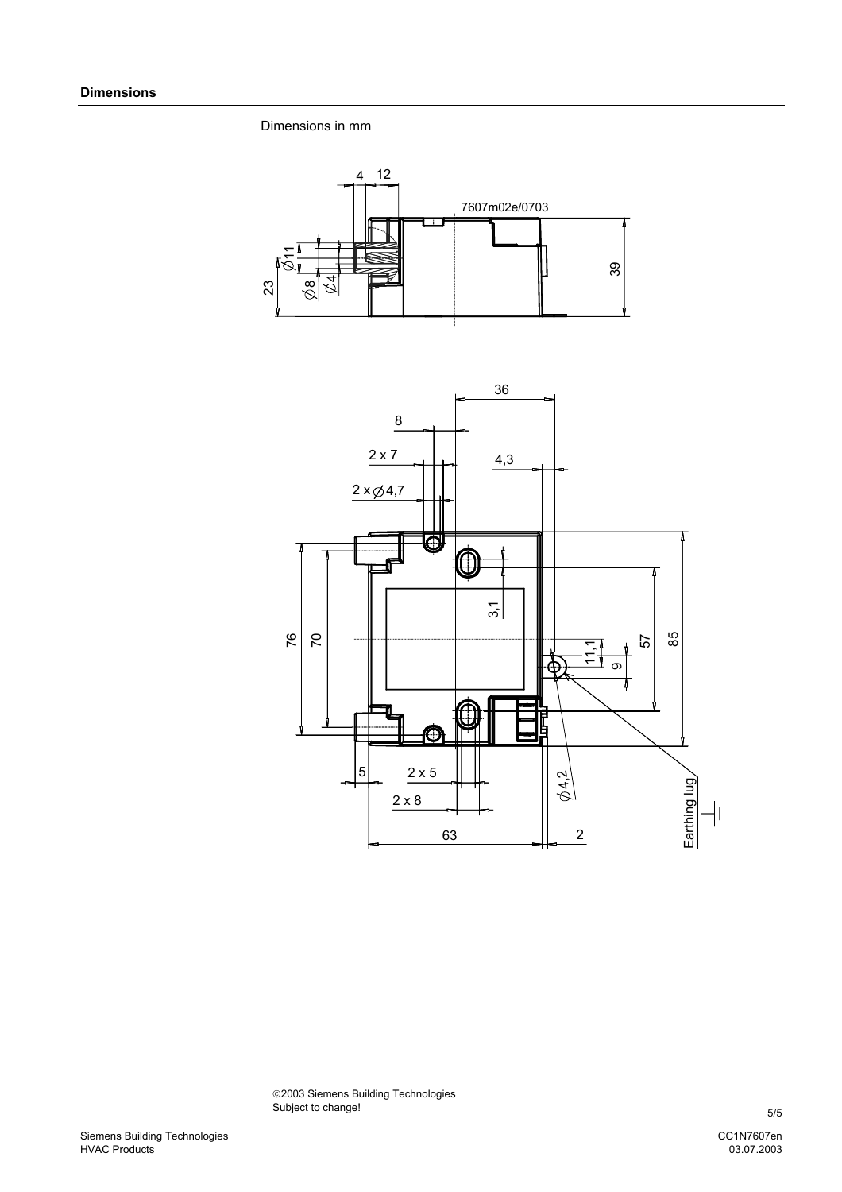## Dimensions

Dimensions in mm

4 12

7607m02e/0703

Ø11

Ø8

Ø4

23

39

36

8

2 x 7

4,3

2 x Ø4,7

3,1

76

70

11,1

9

57

85

5

2 x 5

2 x 8

Ø4,2

Earthing lug

63

2

©2003 Siemens Building Technologies
Subject to change!